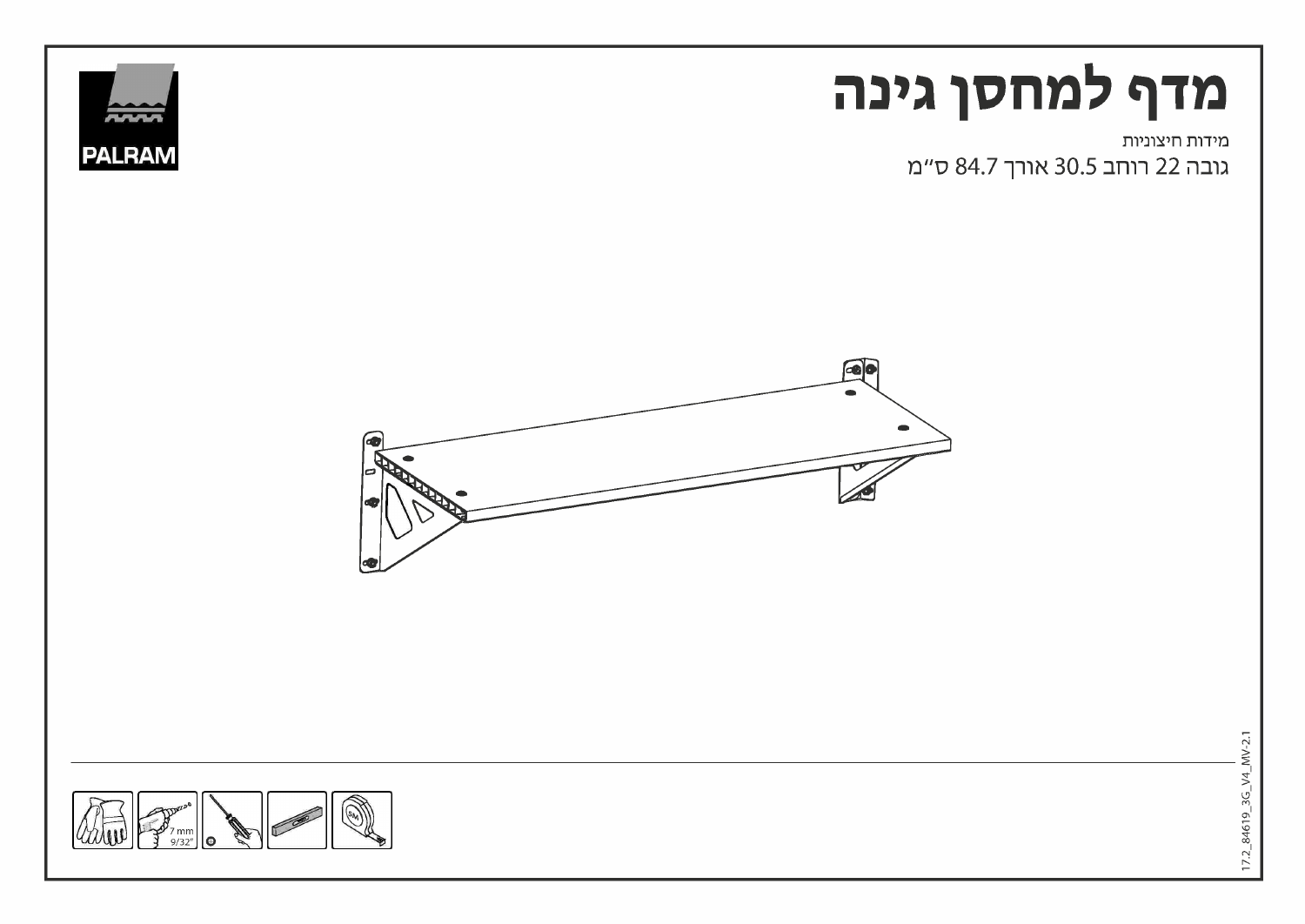PALRAM

# מדף למחסן גינה

מידות חיצוניות

גובה 22 רוחב 30.5 אורך 84.7 ס"מ

7 mm
9/32"

17.2_84619_3G_V4_MV-2.1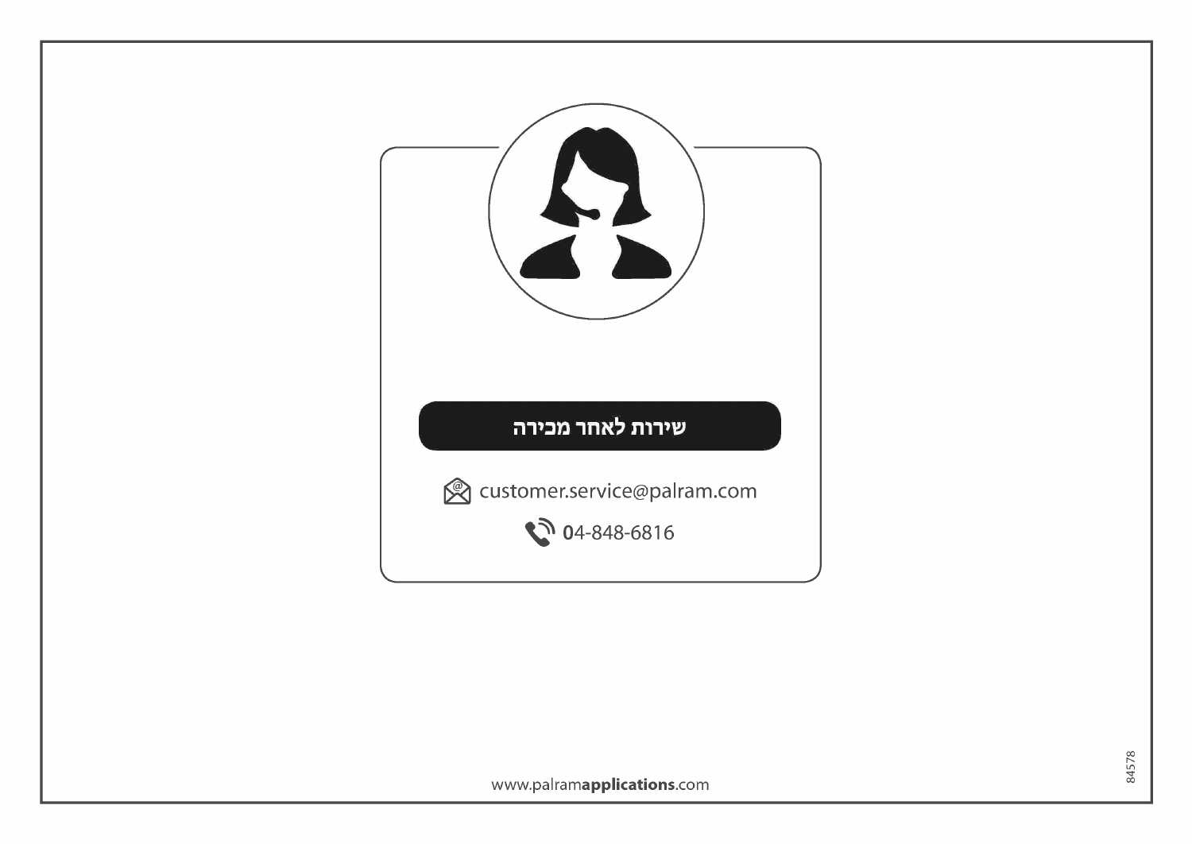## שירות לאחר מכירה

customer.service@palram.com

04-848-6816

www.palramapplications.com

84578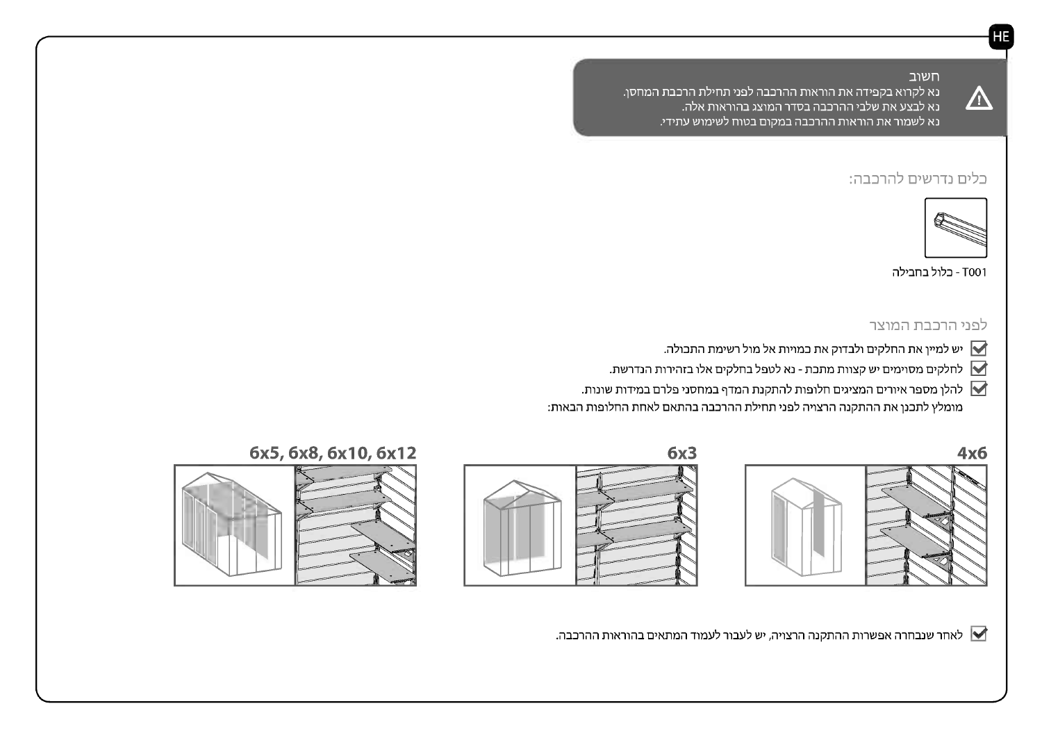**חשוב**

נא לקרוא בקפידה את הוראות ההרכבה לפני תחילת הרכבת המחסן.
נא לבצע את שלבי ההרכבה בסדר המוצג בהוראות אלה.
נא לשמור את הוראות ההרכבה במקום בטוח לשימוש עתידי.

## כלים נדרשים להרכבה:

T001 - כלול בחבילה

## לפני הרכבת המוצר

- יש למיין את החלקים ולבדוק את כמויות אל מול רשימת התכולה.
- לחלקים מסוימים יש קצוות מתכת - נא לטפל בחלקים אלו בזהירות הנדרשת.
- להלן מספר איורים המציגים חלופות להתקנת המדף במחסני פלרם במידות שונות.
  מומלץ לתכנן את ההתקנה הרצויה לפני תחילת ההרכבה בהתאם לאחת החלופות הבאות:

**4x6**

**6x3**

**6x5, 6x8, 6x10, 6x12**

- לאחר שנבחרה אפשרות ההתקנה הרצויה, יש לעבור לעמוד המתאים בהוראות ההרכבה.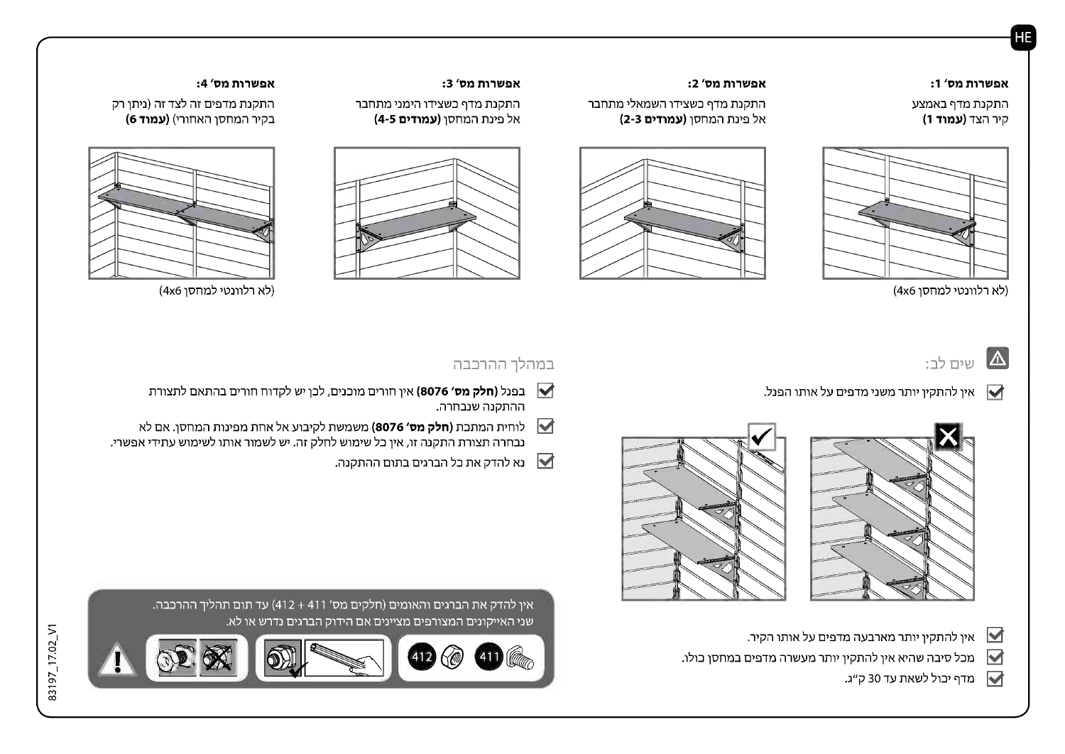**אפשרות מס׳ 1:**

התקנת מדף באמצע קיר הצד **(עמוד 1)**

(לא רלוונטי למחסן 4x6)

**אפשרות מס׳ 2:**

התקנת מדף כשצידו השמאלי מתחבר אל פינת המחסן **(עמודים 2-3)**

**אפשרות מס׳ 3:**

התקנת מדף כשצידו הימני מתחבר אל פינת המחסן **(עמודים 4-5)**

**אפשרות מס׳ 4:**

התקנת מדפים זה לצד זה (ניתן רק בקיר המחסן האחורי) **(עמוד 6)**

(לא רלוונטי למחסן 4x6)

## שים לב:

- אין להתקין יותר משני מדפים על אותו הפנל.
- אין להתקין יותר מארבעה מדפים על אותו הקיר.
- מכל סיבה שהיא אין להתקין יותר מעשרה מדפים במחסן כולו.
- מדף יכול לשאת עד 30 ק״ג.

## במהלך ההרכבה

- בפנל **(חלק מס׳ 8076)** אין חורים מוכנים, לכן יש לקדוח חורים בהתאם לתצורת ההתקנה שנבחרה.
- לוחית המתכת **(חלק מס׳ 8076)** משמשת לקיבוע אל אחת מפינות המחסן. אם לא נבחרה תצורת התקנה זו, אין כל שימוש לחלק זה. יש לשמור אותו לשימוש עתידי אפשרי.
- נא להדק את כל הברגים בתום ההתקנה.

אין להדק את הברגים והאומים (חלקים מס׳ 411 + 412) עד תום תהליך ההרכבה. שני האייקונים המצורפים מציינים אם הידוק הברגים נדרש או לא.

411 412

83197_17.02_V1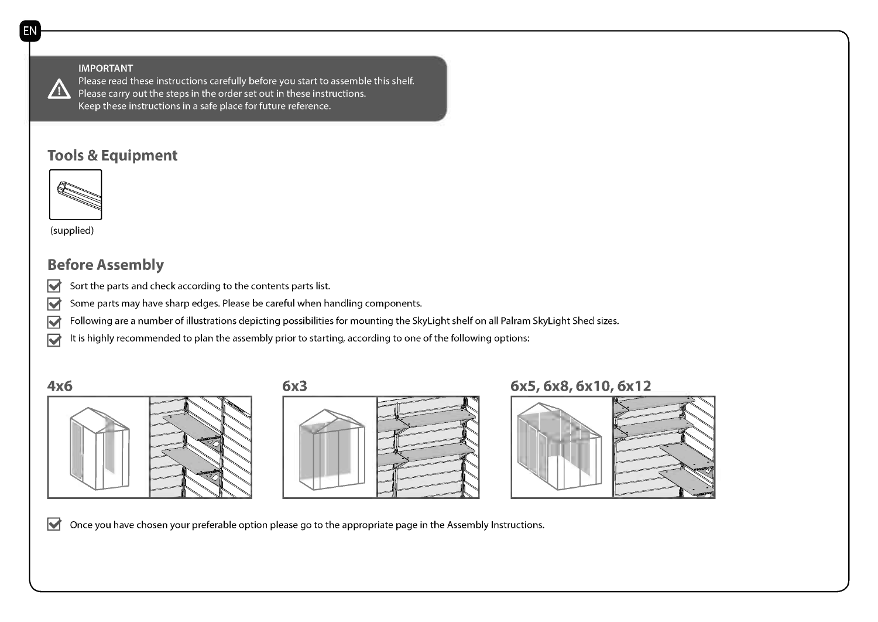**IMPORTANT**

Please read these instructions carefully before you start to assemble this shelf.
Please carry out the steps in the order set out in these instructions.
Keep these instructions in a safe place for future reference.

## Tools & Equipment

(supplied)

## Before Assembly

- Sort the parts and check according to the contents parts list.
- Some parts may have sharp edges. Please be careful when handling components.
- Following are a number of illustrations depicting possibilities for mounting the SkyLight shelf on all Palram SkyLight Shed sizes.
- It is highly recommended to plan the assembly prior to starting, according to one of the following options:

### 4x6

### 6x3

### 6x5, 6x8, 6x10, 6x12

- Once you have chosen your preferable option please go to the appropriate page in the Assembly Instructions.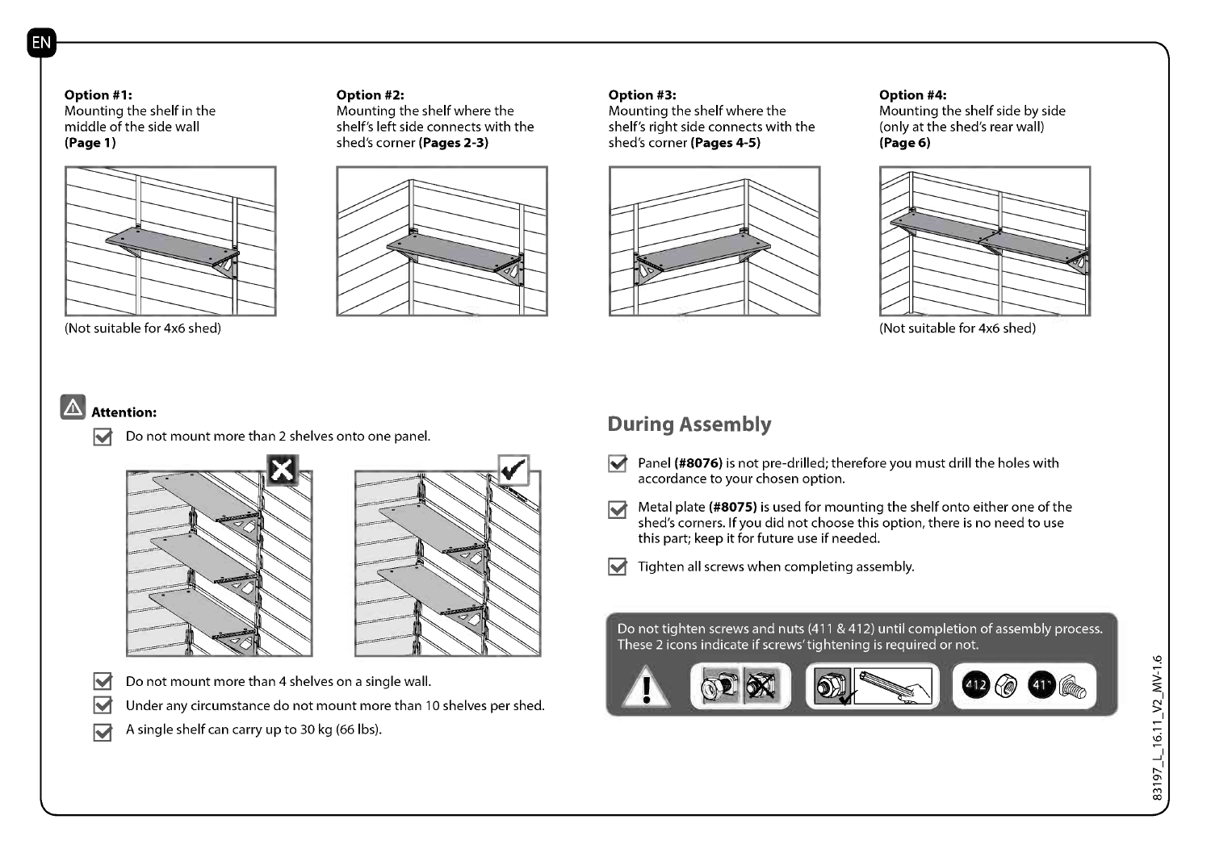**Option #1:**
Mounting the shelf in the middle of the side wall
**(Page 1)**

(Not suitable for 4x6 shed)

**Option #2:**
Mounting the shelf where the shelf's left side connects with the shed's corner **(Pages 2-3)**

**Option #3:**
Mounting the shelf where the shelf's right side connects with the shed's corner **(Pages 4-5)**

**Option #4:**
Mounting the shelf side by side (only at the shed's rear wall)
**(Page 6)**

(Not suitable for 4x6 shed)

**Attention:**

- Do not mount more than 2 shelves onto one panel.
- Do not mount more than 4 shelves on a single wall.
- Under any circumstance do not mount more than 10 shelves per shed.
- A single shelf can carry up to 30 kg (66 lbs).

## During Assembly

- Panel **(#8076)** is not pre-drilled; therefore you must drill the holes with accordance to your chosen option.
- Metal plate **(#8075)** is used for mounting the shelf onto either one of the shed's corners. If you did not choose this option, there is no need to use this part; keep it for future use if needed.
- Tighten all screws when completing assembly.

Do not tighten screws and nuts (411 & 412) until completion of assembly process. These 2 icons indicate if screws' tightening is required or not.

412 411

83197_L_16.11_V2_MV-1.6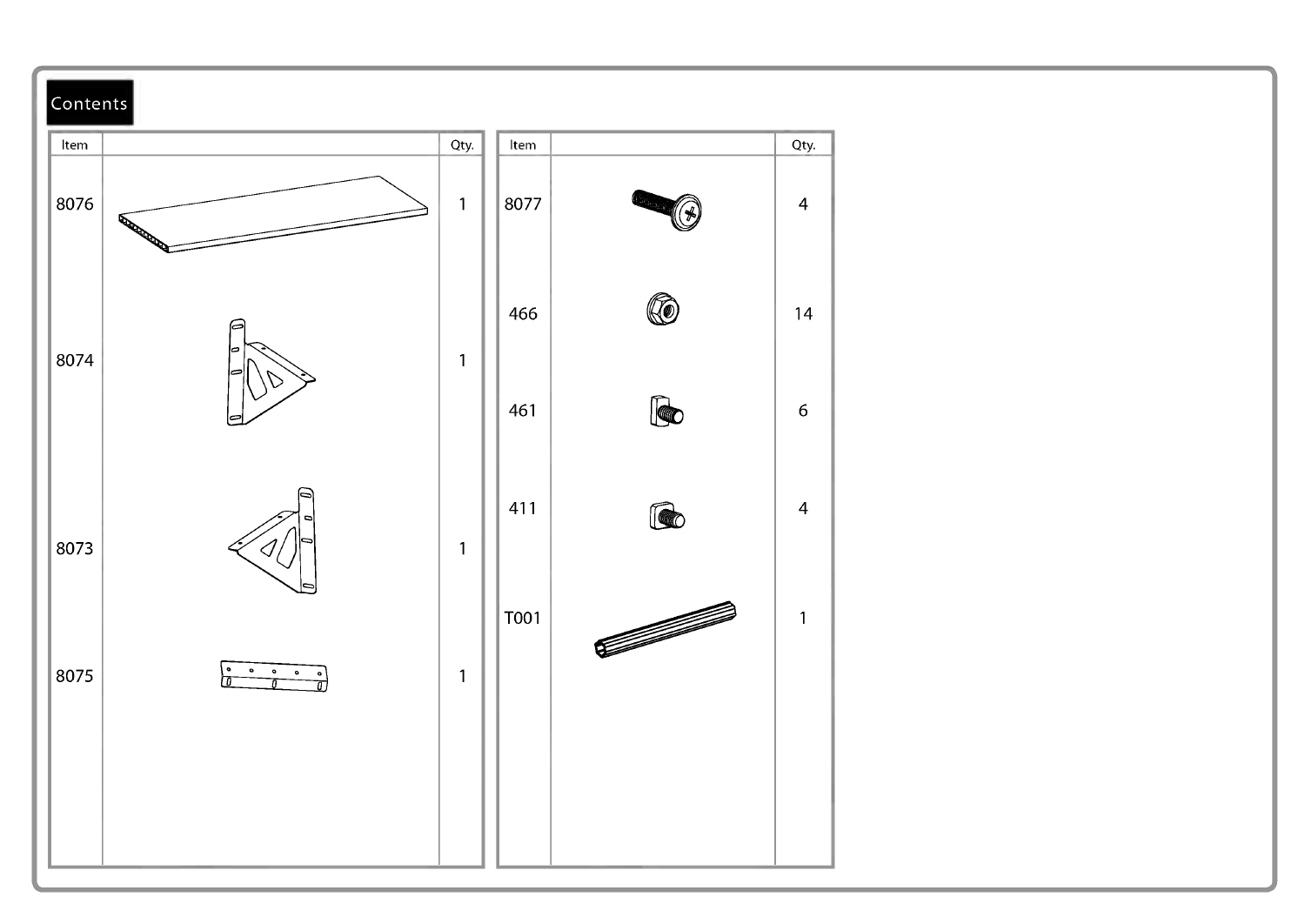## Contents

| Item | | Qty. |
|---|---|---|
| 8076 | | 1 |
| 8074 | | 1 |
| 8073 | | 1 |
| 8075 | | 1 |

| Item | | Qty. |
|---|---|---|
| 8077 | | 4 |
| 466 | | 14 |
| 461 | | 6 |
| 411 | | 4 |
| T001 | | 1 |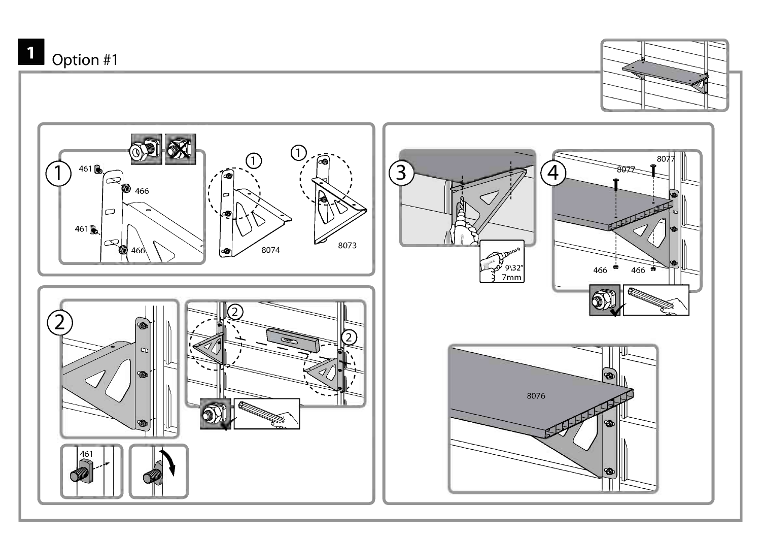# 1 Option #1

1

461

466

461

466

①

8074

①

8073

2

②

②

461

3

9\32"
7mm

4

8077

8077

466

466

8076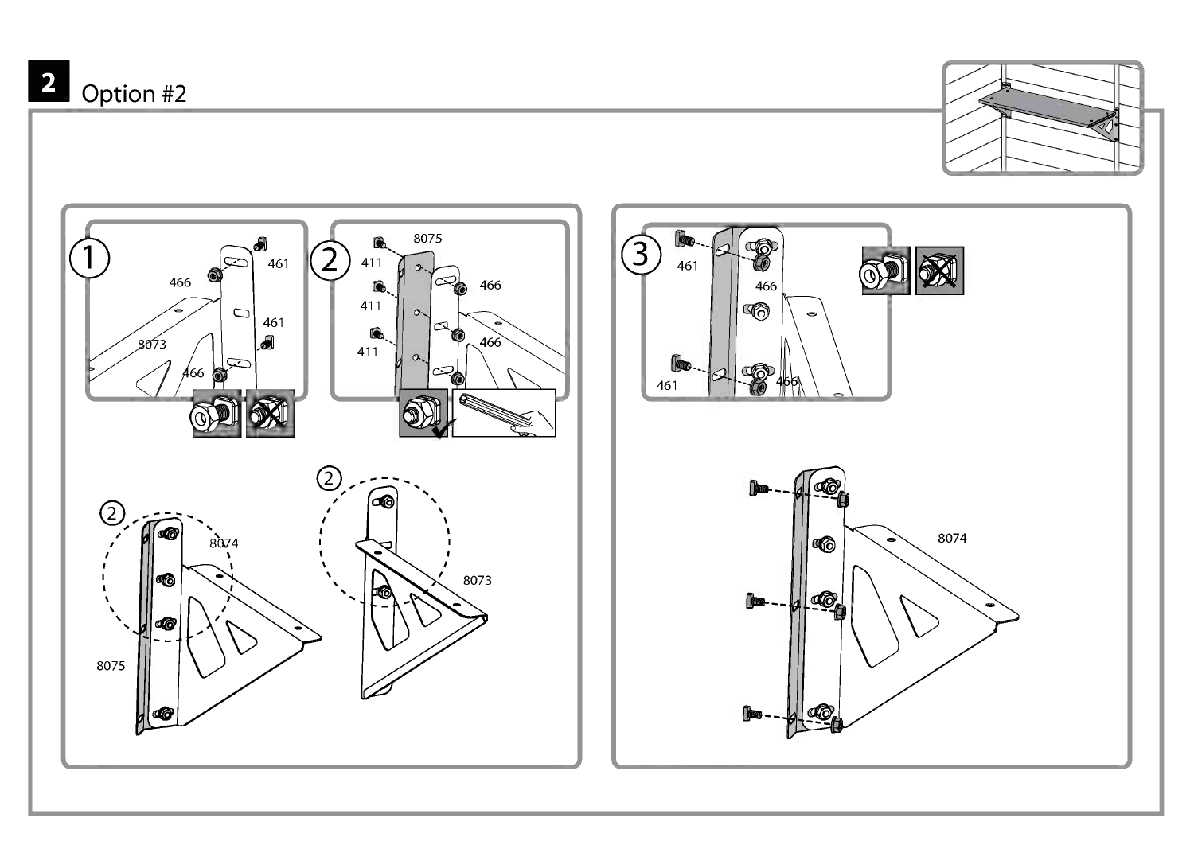## 2 Option #2

①

466

461

461

8073

466

②

8075

411

411

411

466

466

②

8074

8075

②

8073

③

461

466

461

466

8074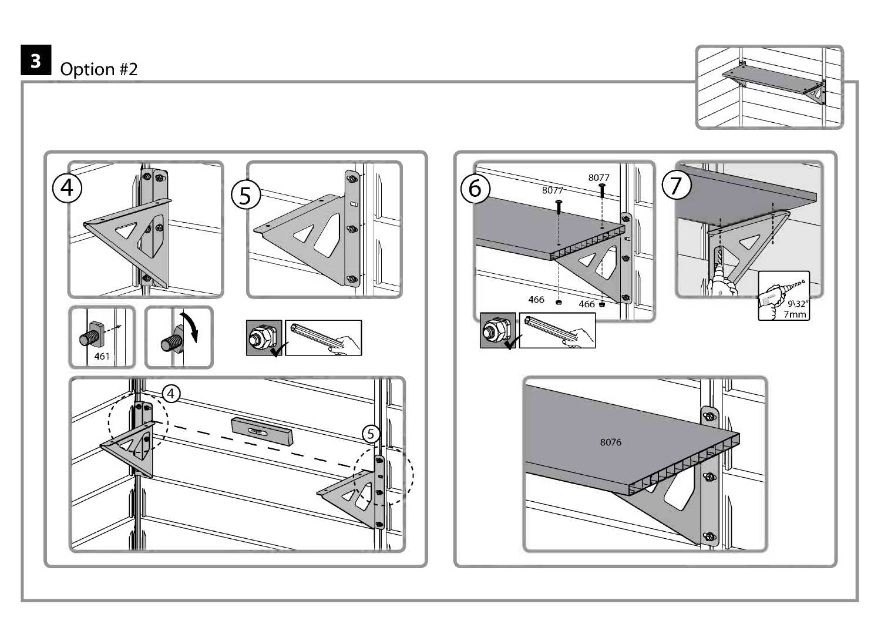# 3 Option #2

4

5

461

4

5

6

8077

8077

466

466

7

9\32"
7mm

8076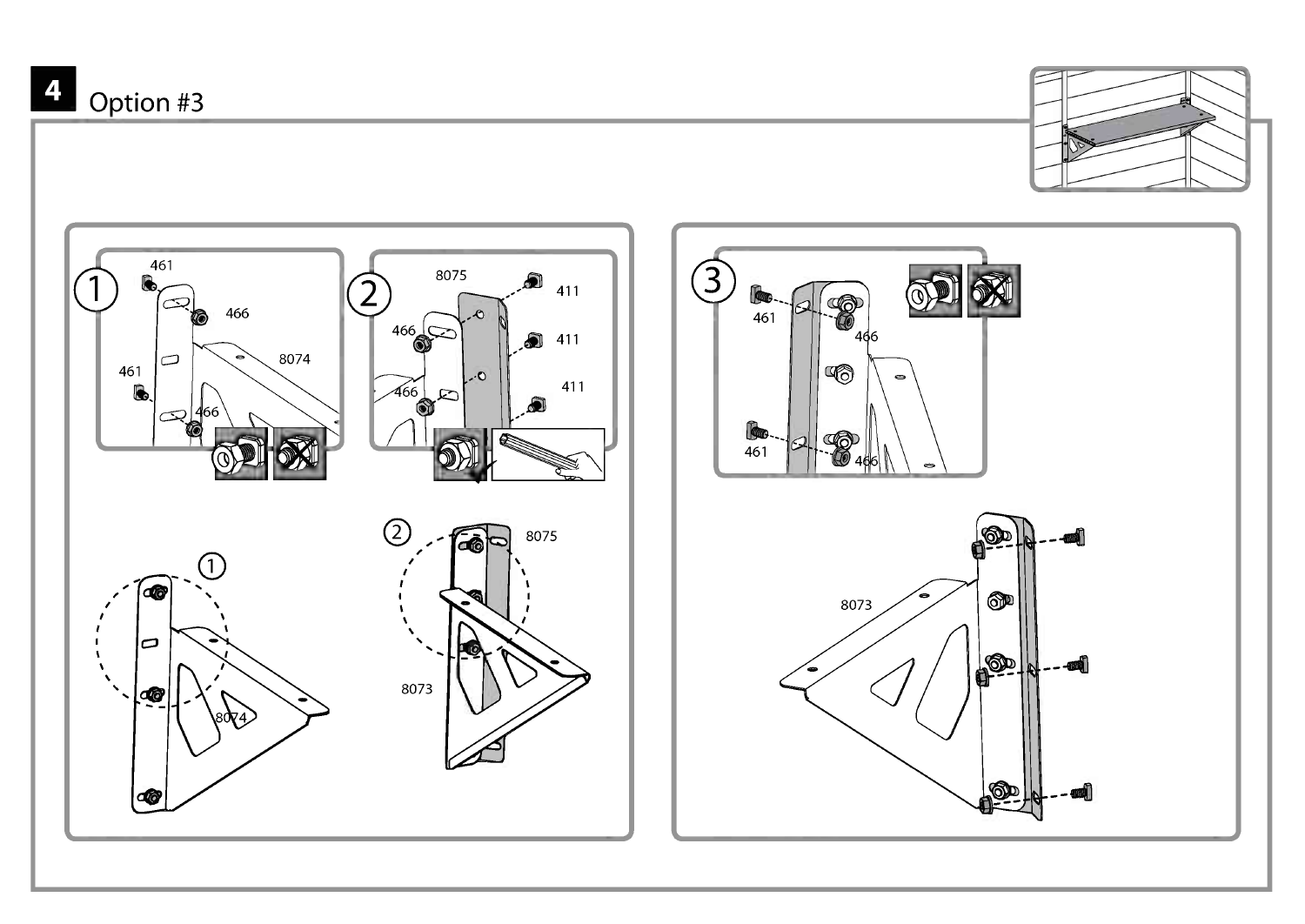# 4 Option #3

1

461

466

8074

461

466

2

8075

411

466

411

466

411

3

461

466

461

466

1

8074

2

8075

8073

8073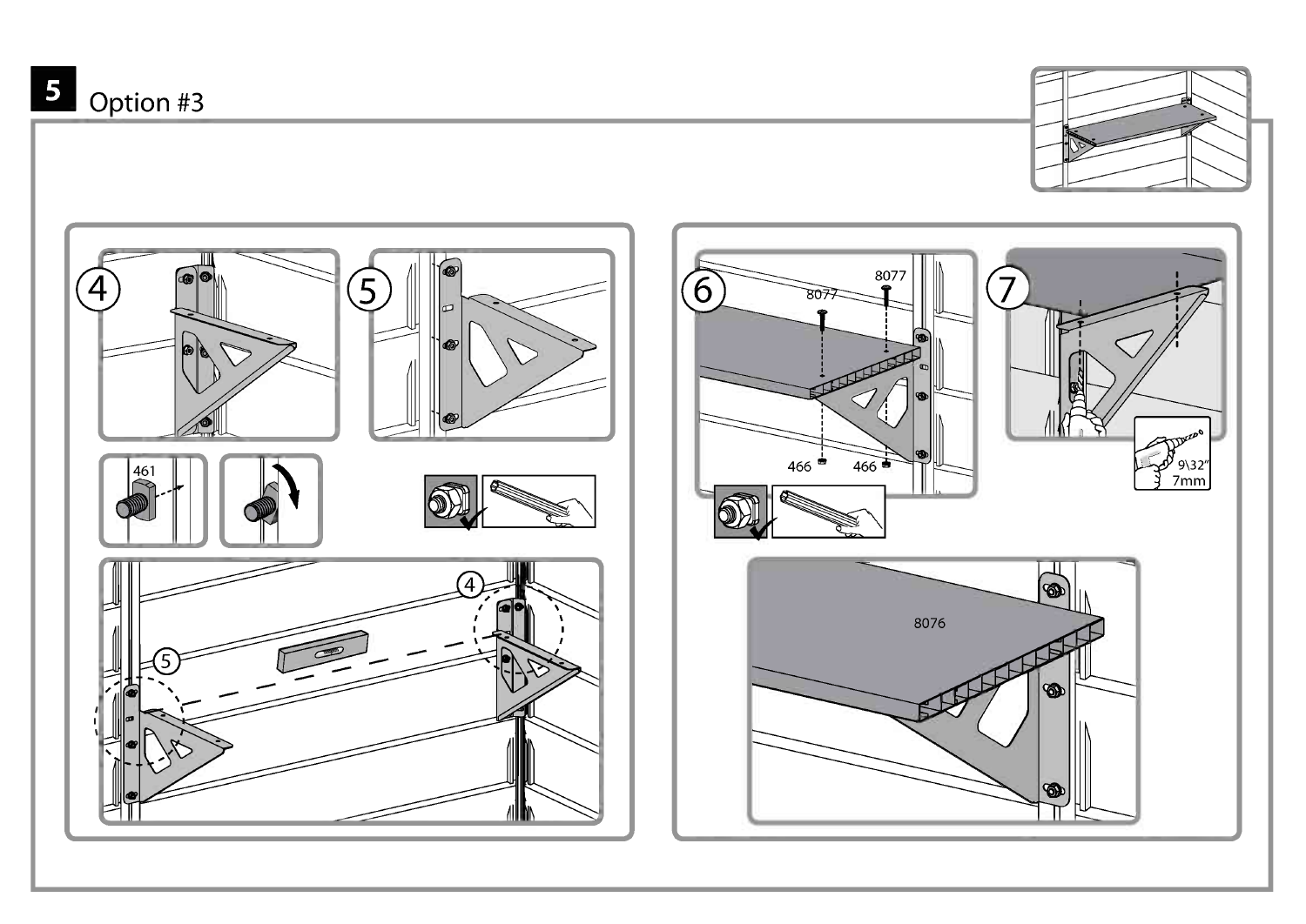## 5 Option #3

4

5

461

6

8077

8077

466

466

7

9\32"
7mm

8076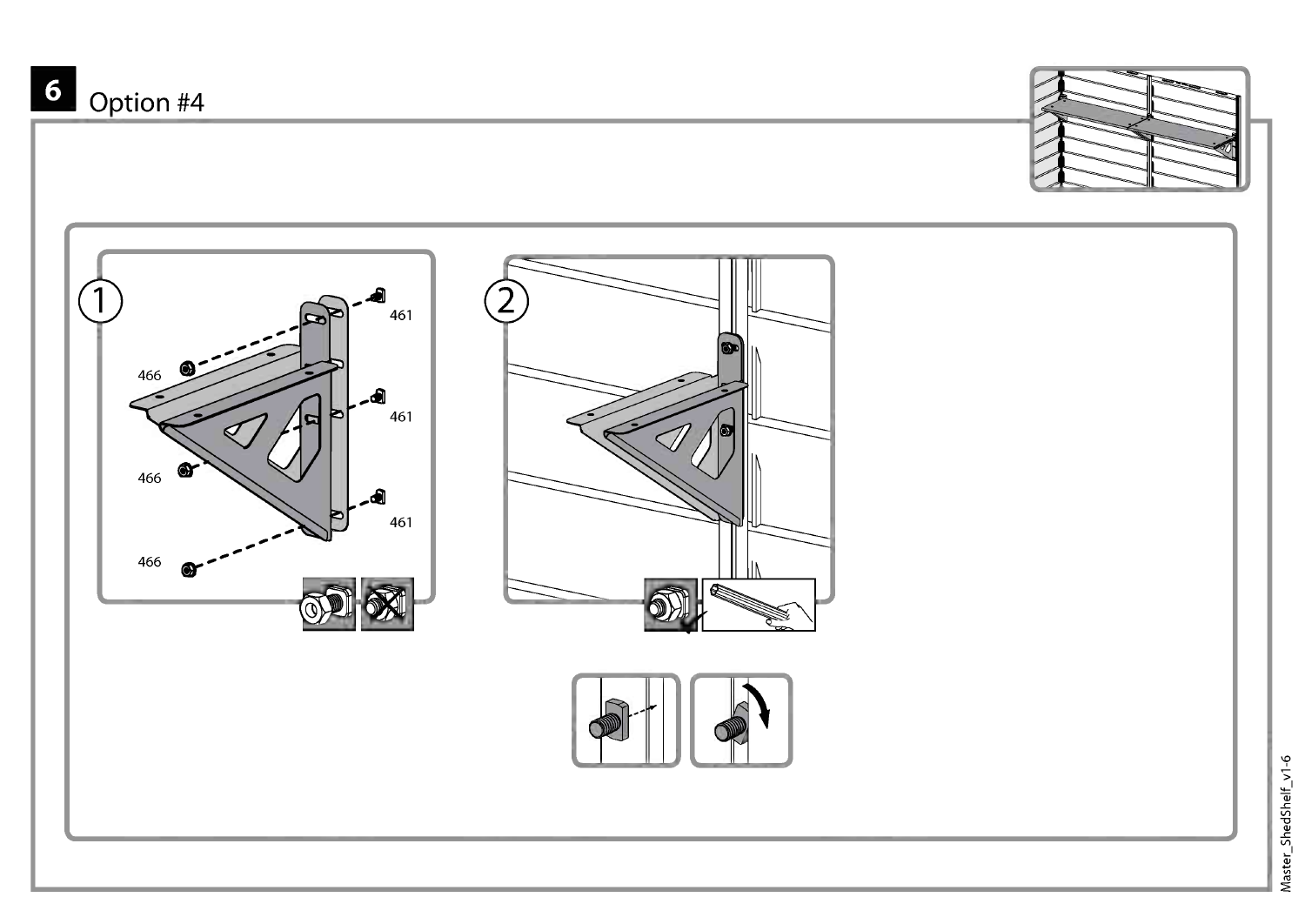# 6 Option #4

1

466

461

466

461

466

461

2